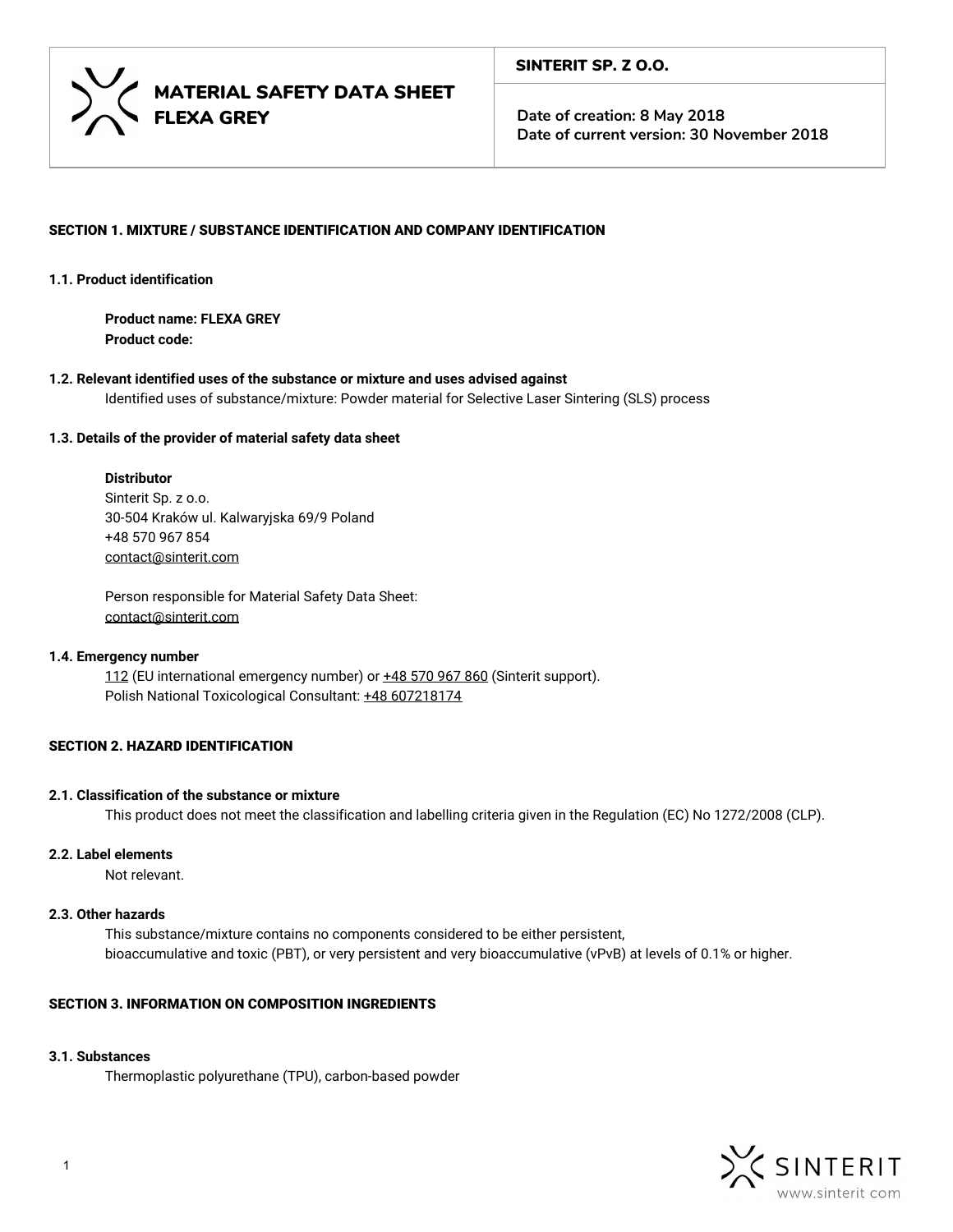# MATERIAL SAFETY DATA SHEET FLEXA GREY

**SINTERIT SP. Z O.O.**

**Date of creation: 8 May 2018**
**Date of current version: 30 November 2018**

## SECTION 1. MIXTURE / SUBSTANCE IDENTIFICATION AND COMPANY IDENTIFICATION

### 1.1. Product identification

**Product name: FLEXA GREY**
**Product code:**

### 1.2. Relevant identified uses of the substance or mixture and uses advised against

Identified uses of substance/mixture: Powder material for Selective Laser Sintering (SLS) process

### 1.3. Details of the provider of material safety data sheet

**Distributor**
Sinterit Sp. z o.o.
30-504 Kraków ul. Kalwaryjska 69/9 Poland
+48 570 967 854
contact@sinterit.com

Person responsible for Material Safety Data Sheet:
contact@sinterit.com

### 1.4. Emergency number

112 (EU international emergency number) or +48 570 967 860 (Sinterit support).
Polish National Toxicological Consultant: +48 607218174

## SECTION 2. HAZARD IDENTIFICATION

### 2.1. Classification of the substance or mixture

This product does not meet the classification and labelling criteria given in the Regulation (EC) No 1272/2008 (CLP).

### 2.2. Label elements

Not relevant.

### 2.3. Other hazards

This substance/mixture contains no components considered to be either persistent, bioaccumulative and toxic (PBT), or very persistent and very bioaccumulative (vPvB) at levels of 0.1% or higher.

## SECTION 3. INFORMATION ON COMPOSITION INGREDIENTS

### 3.1. Substances

Thermoplastic polyurethane (TPU), carbon-based powder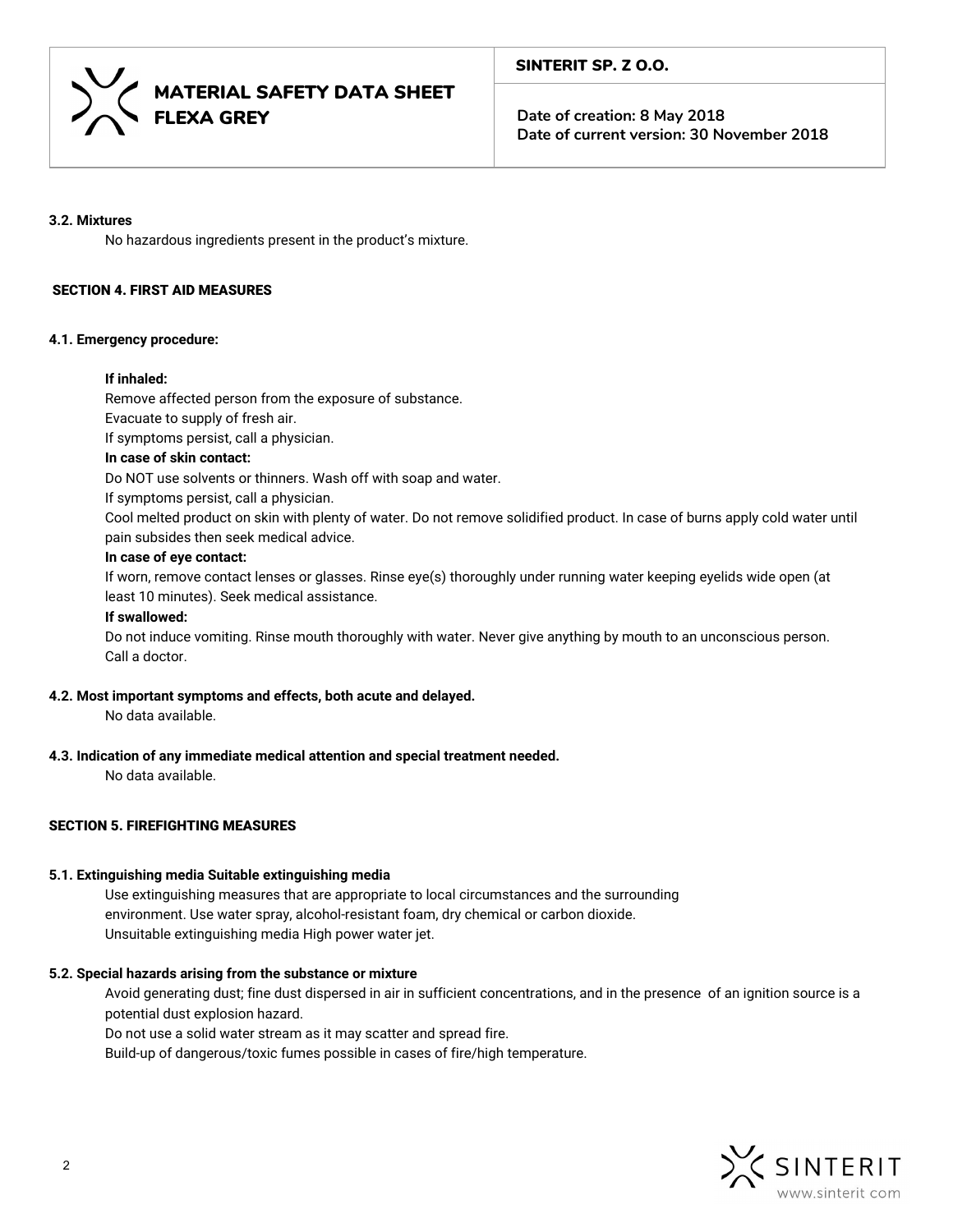**3.2. Mixtures**

No hazardous ingredients present in the product's mixture.

## SECTION 4. FIRST AID MEASURES

**4.1. Emergency procedure:**

**If inhaled:**

Remove affected person from the exposure of substance.

Evacuate to supply of fresh air.

If symptoms persist, call a physician.

**In case of skin contact:**

Do NOT use solvents or thinners. Wash off with soap and water.

If symptoms persist, call a physician.

Cool melted product on skin with plenty of water. Do not remove solidified product. In case of burns apply cold water until pain subsides then seek medical advice.

**In case of eye contact:**

If worn, remove contact lenses or glasses. Rinse eye(s) thoroughly under running water keeping eyelids wide open (at least 10 minutes). Seek medical assistance.

**If swallowed:**

Do not induce vomiting. Rinse mouth thoroughly with water. Never give anything by mouth to an unconscious person. Call a doctor.

**4.2. Most important symptoms and effects, both acute and delayed.**

No data available.

**4.3. Indication of any immediate medical attention and special treatment needed.**

No data available.

## SECTION 5. FIREFIGHTING MEASURES

**5.1. Extinguishing media Suitable extinguishing media**

Use extinguishing measures that are appropriate to local circumstances and the surrounding environment. Use water spray, alcohol-resistant foam, dry chemical or carbon dioxide.
Unsuitable extinguishing media High power water jet.

**5.2. Special hazards arising from the substance or mixture**

Avoid generating dust; fine dust dispersed in air in sufficient concentrations, and in the presence of an ignition source is a potential dust explosion hazard.

Do not use a solid water stream as it may scatter and spread fire.

Build-up of dangerous/toxic fumes possible in cases of fire/high temperature.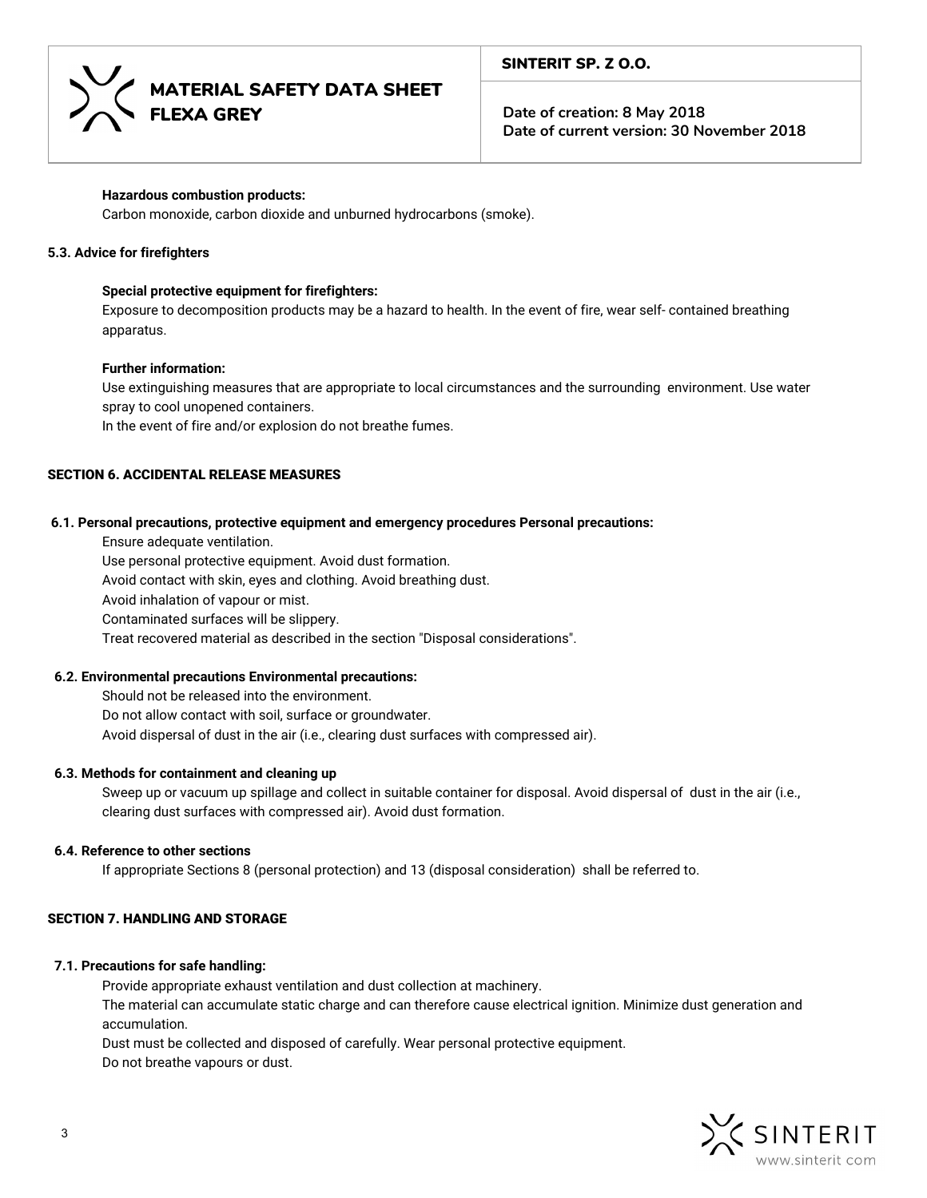**Hazardous combustion products:**

Carbon monoxide, carbon dioxide and unburned hydrocarbons (smoke).

### 5.3. Advice for firefighters

**Special protective equipment for firefighters:**

Exposure to decomposition products may be a hazard to health. In the event of fire, wear self- contained breathing apparatus.

**Further information:**

Use extinguishing measures that are appropriate to local circumstances and the surrounding environment. Use water spray to cool unopened containers.

In the event of fire and/or explosion do not breathe fumes.

## SECTION 6. ACCIDENTAL RELEASE MEASURES

### 6.1. Personal precautions, protective equipment and emergency procedures Personal precautions:

Ensure adequate ventilation.

Use personal protective equipment. Avoid dust formation.

Avoid contact with skin, eyes and clothing. Avoid breathing dust.

Avoid inhalation of vapour or mist.

Contaminated surfaces will be slippery.

Treat recovered material as described in the section "Disposal considerations".

### 6.2. Environmental precautions Environmental precautions:

Should not be released into the environment.

Do not allow contact with soil, surface or groundwater.

Avoid dispersal of dust in the air (i.e., clearing dust surfaces with compressed air).

### 6.3. Methods for containment and cleaning up

Sweep up or vacuum up spillage and collect in suitable container for disposal. Avoid dispersal of dust in the air (i.e., clearing dust surfaces with compressed air). Avoid dust formation.

### 6.4. Reference to other sections

If appropriate Sections 8 (personal protection) and 13 (disposal consideration) shall be referred to.

## SECTION 7. HANDLING AND STORAGE

### 7.1. Precautions for safe handling:

Provide appropriate exhaust ventilation and dust collection at machinery.

The material can accumulate static charge and can therefore cause electrical ignition. Minimize dust generation and accumulation.

Dust must be collected and disposed of carefully. Wear personal protective equipment.

Do not breathe vapours or dust.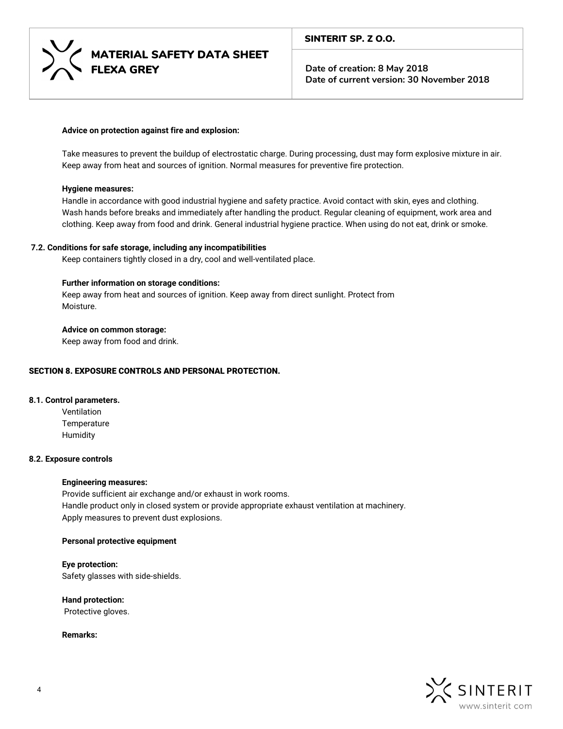**Advice on protection against fire and explosion:**

Take measures to prevent the buildup of electrostatic charge. During processing, dust may form explosive mixture in air. Keep away from heat and sources of ignition. Normal measures for preventive fire protection.

**Hygiene measures:**

Handle in accordance with good industrial hygiene and safety practice. Avoid contact with skin, eyes and clothing. Wash hands before breaks and immediately after handling the product. Regular cleaning of equipment, work area and clothing. Keep away from food and drink. General industrial hygiene practice. When using do not eat, drink or smoke.

**7.2. Conditions for safe storage, including any incompatibilities**

Keep containers tightly closed in a dry, cool and well-ventilated place.

**Further information on storage conditions:**

Keep away from heat and sources of ignition. Keep away from direct sunlight. Protect from Moisture.

**Advice on common storage:**

Keep away from food and drink.

## SECTION 8. EXPOSURE CONTROLS AND PERSONAL PROTECTION.

**8.1. Control parameters.**

Ventilation
Temperature
Humidity

**8.2. Exposure controls**

**Engineering measures:**

Provide sufficient air exchange and/or exhaust in work rooms.
Handle product only in closed system or provide appropriate exhaust ventilation at machinery.
Apply measures to prevent dust explosions.

**Personal protective equipment**

**Eye protection:**

Safety glasses with side-shields.

**Hand protection:**

Protective gloves.

**Remarks:**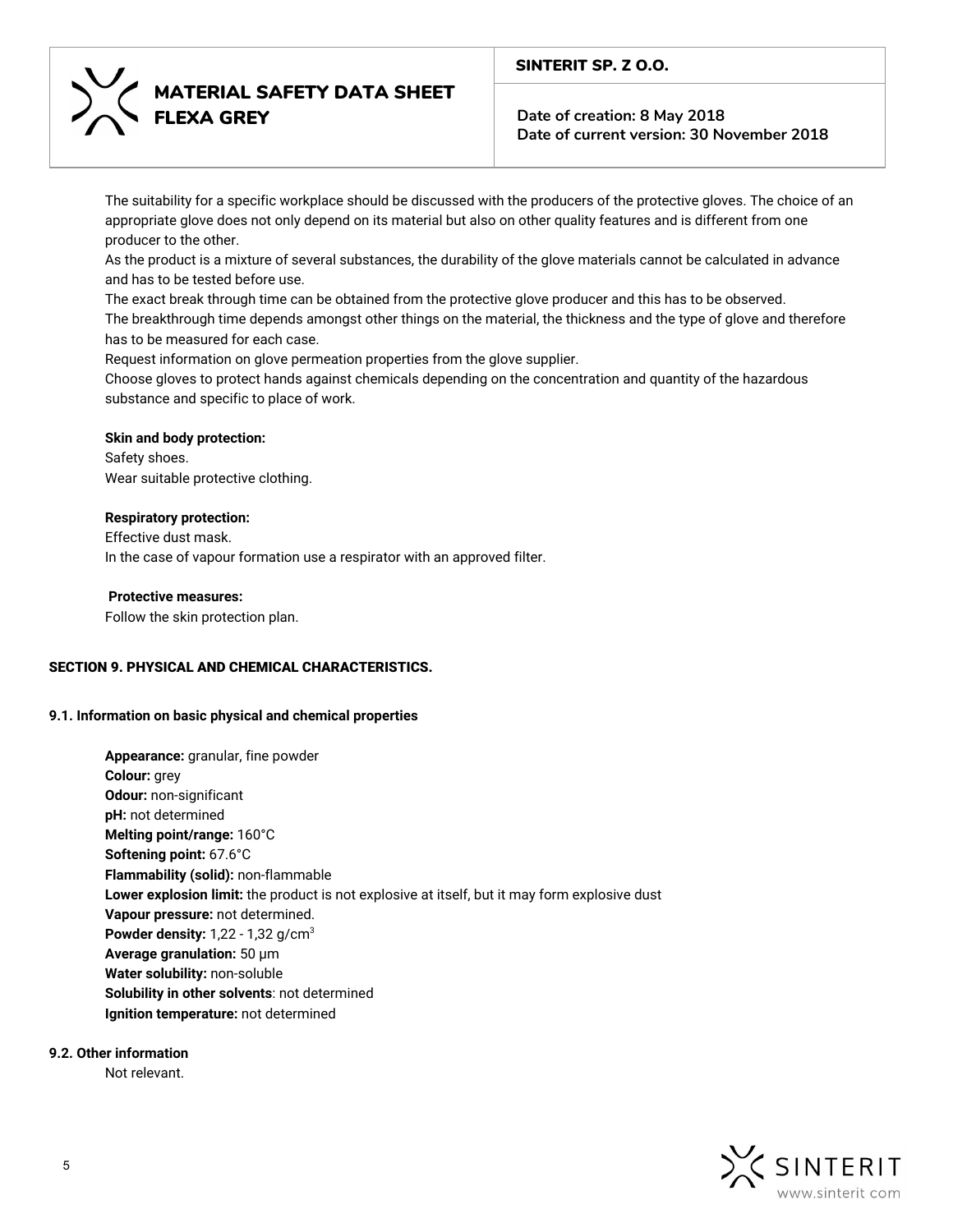The suitability for a specific workplace should be discussed with the producers of the protective gloves. The choice of an appropriate glove does not only depend on its material but also on other quality features and is different from one producer to the other.
As the product is a mixture of several substances, the durability of the glove materials cannot be calculated in advance and has to be tested before use.
The exact break through time can be obtained from the protective glove producer and this has to be observed.
The breakthrough time depends amongst other things on the material, the thickness and the type of glove and therefore has to be measured for each case.
Request information on glove permeation properties from the glove supplier.
Choose gloves to protect hands against chemicals depending on the concentration and quantity of the hazardous substance and specific to place of work.

**Skin and body protection:**
Safety shoes.
Wear suitable protective clothing.

**Respiratory protection:**
Effective dust mask.
In the case of vapour formation use a respirator with an approved filter.

**Protective measures:**
Follow the skin protection plan.

## SECTION 9. PHYSICAL AND CHEMICAL CHARACTERISTICS.

### 9.1. Information on basic physical and chemical properties

**Appearance:** granular, fine powder
**Colour:** grey
**Odour:** non-significant
**pH:** not determined
**Melting point/range:** 160°C
**Softening point:** 67.6°C
**Flammability (solid):** non-flammable
**Lower explosion limit:** the product is not explosive at itself, but it may form explosive dust
**Vapour pressure:** not determined.
**Powder density:** 1,22 - 1,32 g/cm$^3$
**Average granulation:** 50 µm
**Water solubility:** non-soluble
**Solubility in other solvents**: not determined
**Ignition temperature:** not determined

### 9.2. Other information

Not relevant.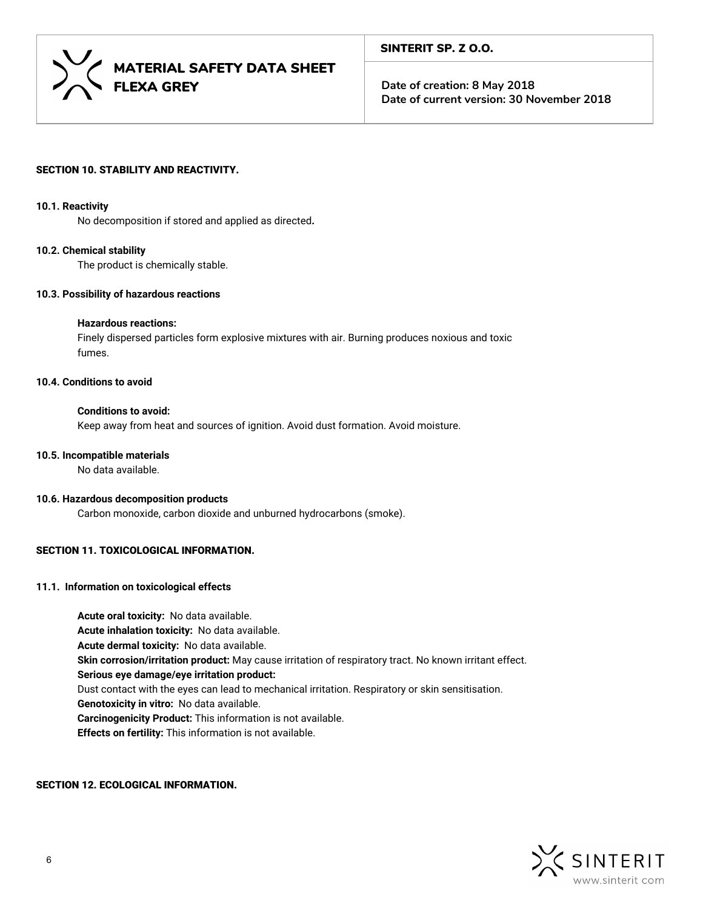## SECTION 10. STABILITY AND REACTIVITY.

### 10.1. Reactivity

No decomposition if stored and applied as directed**.**

### 10.2. Chemical stability

The product is chemically stable.

### 10.3. Possibility of hazardous reactions

**Hazardous reactions:**

Finely dispersed particles form explosive mixtures with air. Burning produces noxious and toxic fumes.

### 10.4. Conditions to avoid

**Conditions to avoid:**

Keep away from heat and sources of ignition. Avoid dust formation. Avoid moisture.

### 10.5. Incompatible materials

No data available.

### 10.6. Hazardous decomposition products

Carbon monoxide, carbon dioxide and unburned hydrocarbons (smoke).

## SECTION 11. TOXICOLOGICAL INFORMATION.

### 11.1. Information on toxicological effects

**Acute oral toxicity:** No data available.
**Acute inhalation toxicity:** No data available.
**Acute dermal toxicity:** No data available.
**Skin corrosion/irritation product:** May cause irritation of respiratory tract. No known irritant effect.
**Serious eye damage/eye irritation product:**
Dust contact with the eyes can lead to mechanical irritation. Respiratory or skin sensitisation.
**Genotoxicity in vitro:** No data available.
**Carcinogenicity Product:** This information is not available.
**Effects on fertility:** This information is not available.

## SECTION 12. ECOLOGICAL INFORMATION.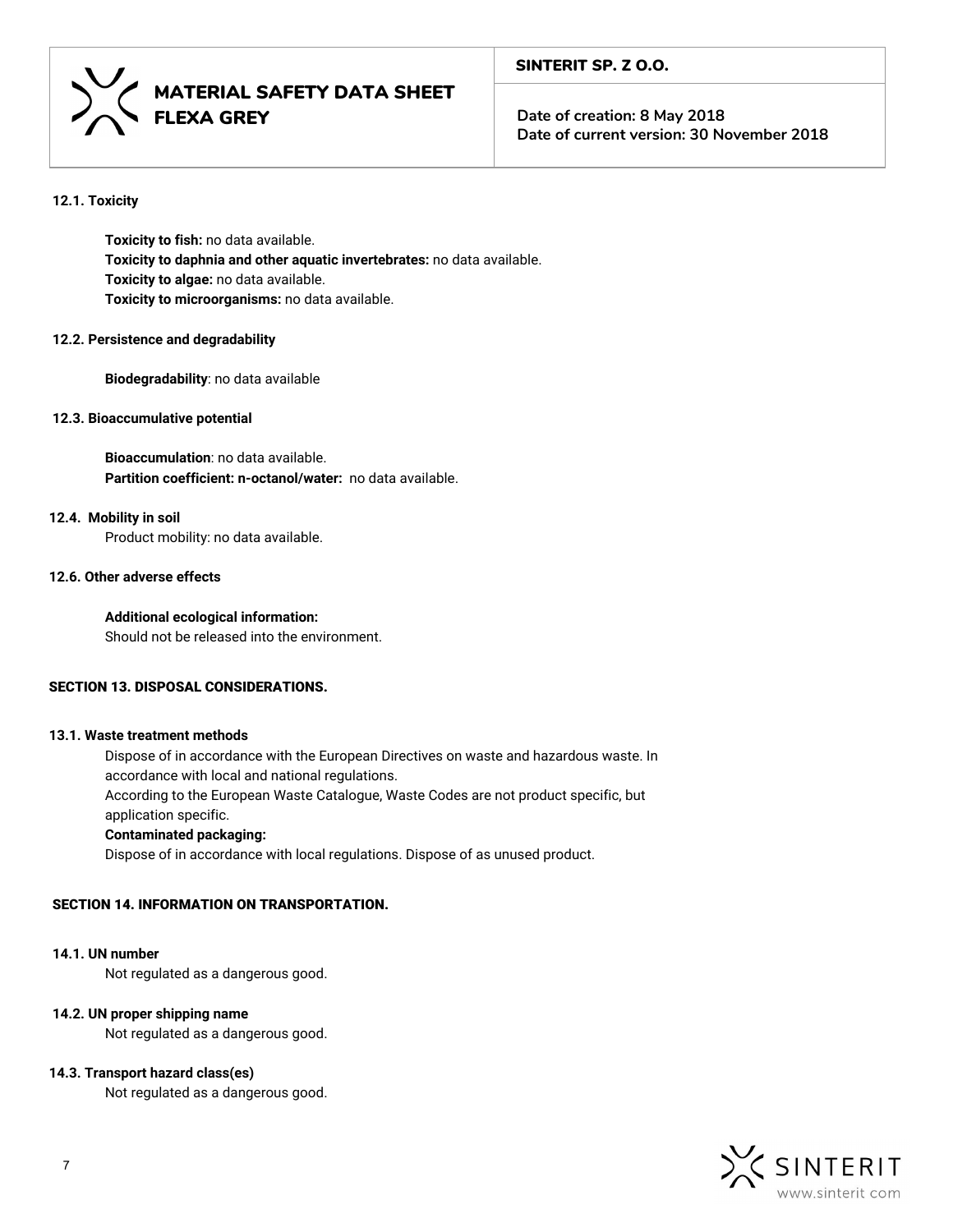### 12.1. Toxicity

**Toxicity to fish:** no data available.
**Toxicity to daphnia and other aquatic invertebrates:** no data available.
**Toxicity to algae:** no data available.
**Toxicity to microorganisms:** no data available.

### 12.2. Persistence and degradability

**Biodegradability**: no data available

### 12.3. Bioaccumulative potential

**Bioaccumulation**: no data available.
**Partition coefficient: n-octanol/water:** no data available.

### 12.4. Mobility in soil

Product mobility: no data available.

### 12.6. Other adverse effects

**Additional ecological information:**
Should not be released into the environment.

## SECTION 13. DISPOSAL CONSIDERATIONS.

### 13.1. Waste treatment methods

Dispose of in accordance with the European Directives on waste and hazardous waste. In accordance with local and national regulations.
According to the European Waste Catalogue, Waste Codes are not product specific, but application specific.
**Contaminated packaging:**
Dispose of in accordance with local regulations. Dispose of as unused product.

## SECTION 14. INFORMATION ON TRANSPORTATION.

### 14.1. UN number

Not regulated as a dangerous good.

### 14.2. UN proper shipping name

Not regulated as a dangerous good.

### 14.3. Transport hazard class(es)

Not regulated as a dangerous good.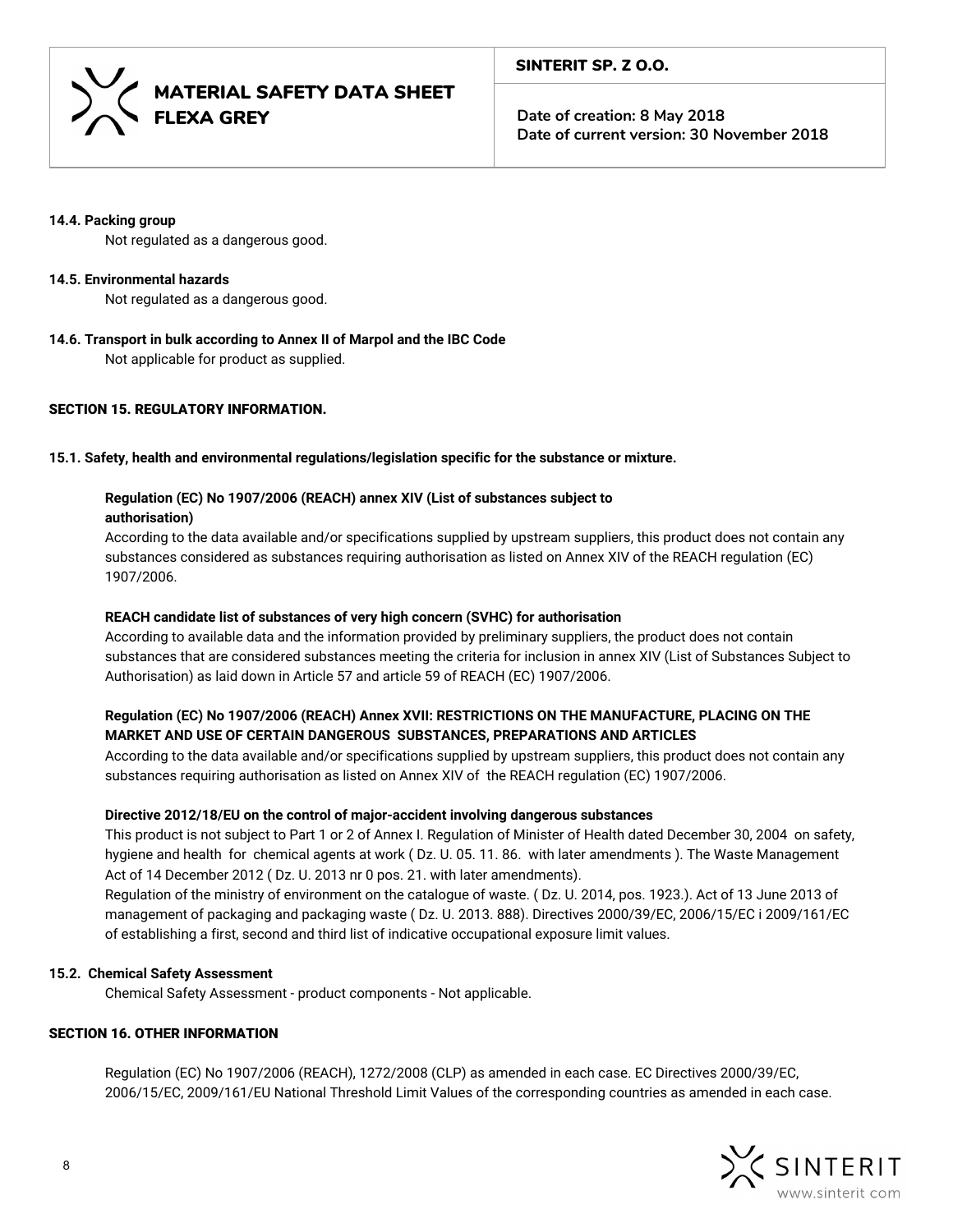#### 14.4. Packing group

Not regulated as a dangerous good.

#### 14.5. Environmental hazards

Not regulated as a dangerous good.

#### 14.6. Transport in bulk according to Annex II of Marpol and the IBC Code

Not applicable for product as supplied.

## SECTION 15. REGULATORY INFORMATION.

#### 15.1. Safety, health and environmental regulations/legislation specific for the substance or mixture.

**Regulation (EC) No 1907/2006 (REACH) annex XIV (List of substances subject to authorisation)**

According to the data available and/or specifications supplied by upstream suppliers, this product does not contain any substances considered as substances requiring authorisation as listed on Annex XIV of the REACH regulation (EC) 1907/2006.

**REACH candidate list of substances of very high concern (SVHC) for authorisation**

According to available data and the information provided by preliminary suppliers, the product does not contain substances that are considered substances meeting the criteria for inclusion in annex XIV (List of Substances Subject to Authorisation) as laid down in Article 57 and article 59 of REACH (EC) 1907/2006.

**Regulation (EC) No 1907/2006 (REACH) Annex XVII: RESTRICTIONS ON THE MANUFACTURE, PLACING ON THE MARKET AND USE OF CERTAIN DANGEROUS SUBSTANCES, PREPARATIONS AND ARTICLES**

According to the data available and/or specifications supplied by upstream suppliers, this product does not contain any substances requiring authorisation as listed on Annex XIV of the REACH regulation (EC) 1907/2006.

**Directive 2012/18/EU on the control of major-accident involving dangerous substances**

This product is not subject to Part 1 or 2 of Annex I. Regulation of Minister of Health dated December 30, 2004 on safety, hygiene and health for chemical agents at work ( Dz. U. 05. 11. 86. with later amendments ). The Waste Management Act of 14 December 2012 ( Dz. U. 2013 nr 0 pos. 21. with later amendments).

Regulation of the ministry of environment on the catalogue of waste. ( Dz. U. 2014, pos. 1923.). Act of 13 June 2013 of management of packaging and packaging waste ( Dz. U. 2013. 888). Directives 2000/39/EC, 2006/15/EC i 2009/161/EC of establishing a first, second and third list of indicative occupational exposure limit values.

#### 15.2. Chemical Safety Assessment

Chemical Safety Assessment - product components - Not applicable.

## SECTION 16. OTHER INFORMATION

Regulation (EC) No 1907/2006 (REACH), 1272/2008 (CLP) as amended in each case. EC Directives 2000/39/EC, 2006/15/EC, 2009/161/EU National Threshold Limit Values of the corresponding countries as amended in each case.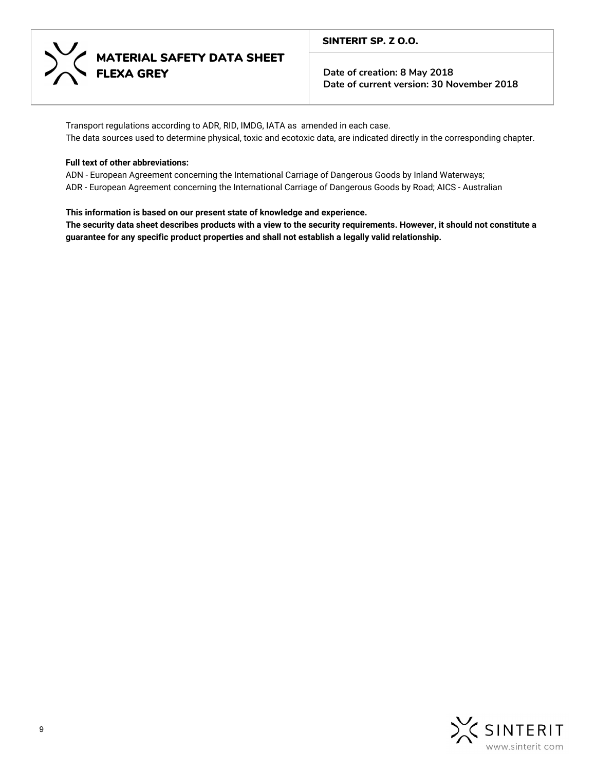Transport regulations according to ADR, RID, IMDG, IATA as amended in each case.
The data sources used to determine physical, toxic and ecotoxic data, are indicated directly in the corresponding chapter.

**Full text of other abbreviations:**

ADN - European Agreement concerning the International Carriage of Dangerous Goods by Inland Waterways;
ADR - European Agreement concerning the International Carriage of Dangerous Goods by Road; AICS - Australian

**This information is based on our present state of knowledge and experience.**
**The security data sheet describes products with a view to the security requirements. However, it should not constitute a guarantee for any specific product properties and shall not establish a legally valid relationship.**